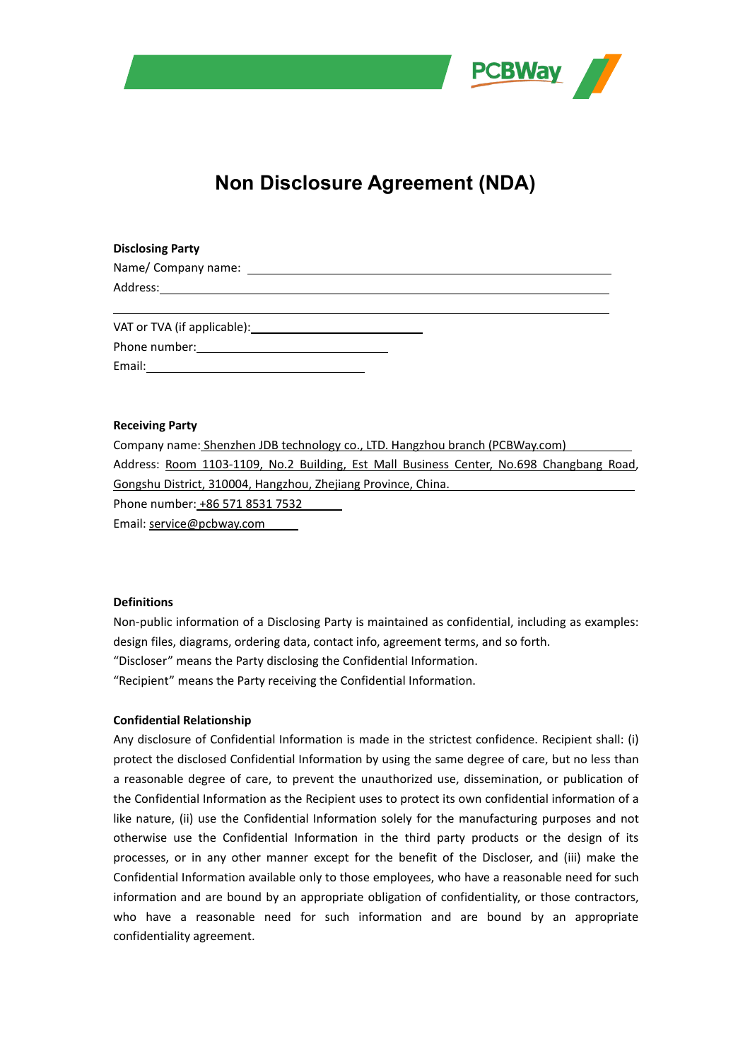# Non Disclosure Agreement (NDA)

**Disclosing Party**

Name/ Company name: ______________________________________________

Address: ______________________________________________________

________________________________________________________________

VAT or TVA (if applicable): ______________________

Phone number: __________________________

Email: ____________________________

**Receiving Party**

Company name: Shenzhen JDB technology co., LTD. Hangzhou branch (PCBWay.com)

Address: Room 1103-1109, No.2 Building, Est Mall Business Center, No.698 Changbang Road, Gongshu District, 310004, Hangzhou, Zhejiang Province, China.

Phone number: +86 571 8531 7532

Email: service@pcbway.com

**Definitions**

Non-public information of a Disclosing Party is maintained as confidential, including as examples: design files, diagrams, ordering data, contact info, agreement terms, and so forth.

"Discloser" means the Party disclosing the Confidential Information.

"Recipient" means the Party receiving the Confidential Information.

**Confidential Relationship**

Any disclosure of Confidential Information is made in the strictest confidence. Recipient shall: (i) protect the disclosed Confidential Information by using the same degree of care, but no less than a reasonable degree of care, to prevent the unauthorized use, dissemination, or publication of the Confidential Information as the Recipient uses to protect its own confidential information of a like nature, (ii) use the Confidential Information solely for the manufacturing purposes and not otherwise use the Confidential Information in the third party products or the design of its processes, or in any other manner except for the benefit of the Discloser, and (iii) make the Confidential Information available only to those employees, who have a reasonable need for such information and are bound by an appropriate obligation of confidentiality, or those contractors, who have a reasonable need for such information and are bound by an appropriate confidentiality agreement.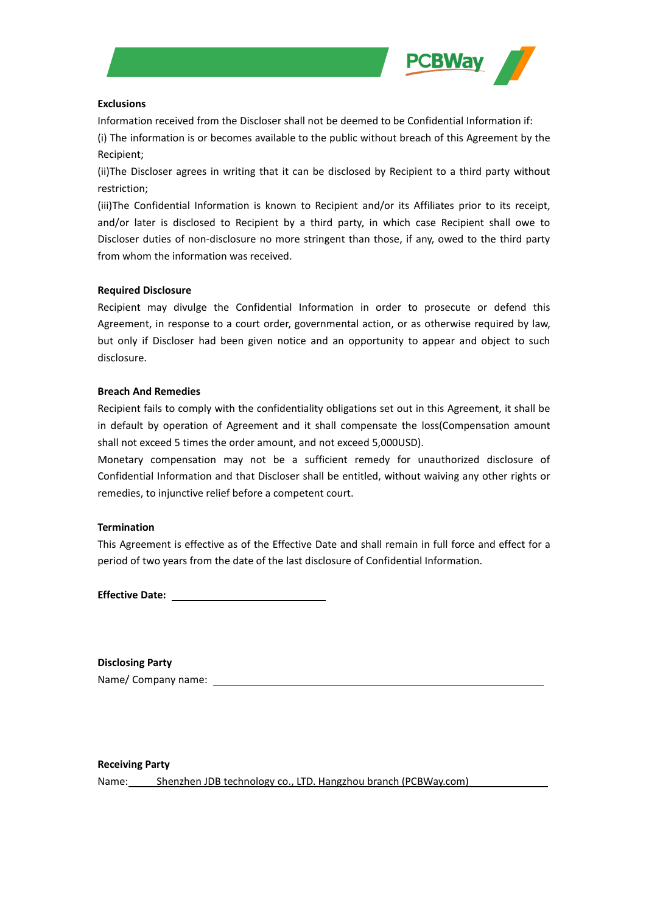**Exclusions**

Information received from the Discloser shall not be deemed to be Confidential Information if:

(i) The information is or becomes available to the public without breach of this Agreement by the Recipient;

(ii)The Discloser agrees in writing that it can be disclosed by Recipient to a third party without restriction;

(iii)The Confidential Information is known to Recipient and/or its Affiliates prior to its receipt, and/or later is disclosed to Recipient by a third party, in which case Recipient shall owe to Discloser duties of non-disclosure no more stringent than those, if any, owed to the third party from whom the information was received.

**Required Disclosure**

Recipient may divulge the Confidential Information in order to prosecute or defend this Agreement, in response to a court order, governmental action, or as otherwise required by law, but only if Discloser had been given notice and an opportunity to appear and object to such disclosure.

**Breach And Remedies**

Recipient fails to comply with the confidentiality obligations set out in this Agreement, it shall be in default by operation of Agreement and it shall compensate the loss(Compensation amount shall not exceed 5 times the order amount, and not exceed 5,000USD).

Monetary compensation may not be a sufficient remedy for unauthorized disclosure of Confidential Information and that Discloser shall be entitled, without waiving any other rights or remedies, to injunctive relief before a competent court.

**Termination**

This Agreement is effective as of the Effective Date and shall remain in full force and effect for a period of two years from the date of the last disclosure of Confidential Information.

**Effective Date:** ____________________________

**Disclosing Party**

Name/ Company name: ____________________________________________________________

**Receiving Party**

Name: Shenzhen JDB technology co., LTD. Hangzhou branch (PCBWay.com)